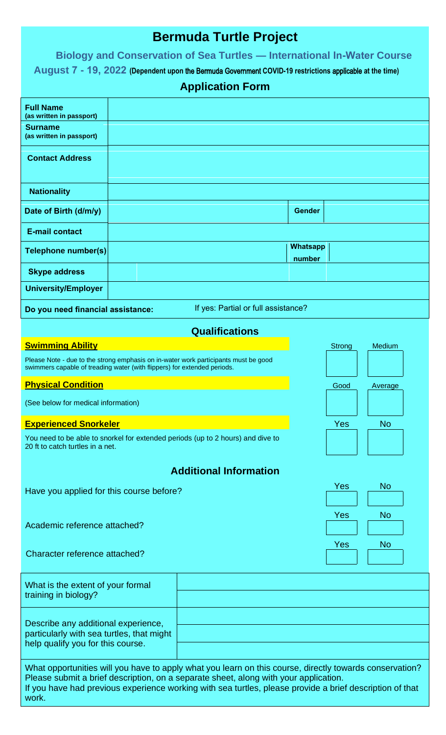# Bermuda Turtle Project

## Biology and Conservation of Sea Turtles — International In-Water Course

**August 7 - 19, 2022** (Dependent upon the Bermuda Government COVID-19 restrictions applicable at the time)

## Application Form

| | | | |
|---|---|---|---|
| **Full Name** (as written in passport) | | | |
| **Surname** (as written in passport) | | | |
| **Contact Address** | | | |
| **Nationality** | | | |
| **Date of Birth (d/m/y)** | | **Gender** | |
| **E-mail contact** | | | |
| **Telephone number(s)** | | **Whatsapp number** | |
| **Skype address** | | | |
| **University/Employer** | | | |

**Do you need financial assistance:** If yes: Partial or full assistance?

## Qualifications

| | | |
|---|---|---|
| **Swimming Ability**<br>Please Note - due to the strong emphasis on in-water work participants must be good swimmers capable of treading water (with flippers) for extended periods. | Strong | Medium |
| **Physical Condition**<br>(See below for medical information) | Good | Average |
| **Experienced Snorkeler**<br>You need to be able to snorkel for extended periods (up to 2 hours) and dive to 20 ft to catch turtles in a net. | Yes | No |

## Additional Information

| | | |
|---|---|---|
| Have you applied for this course before? | Yes | No |
| Academic reference attached? | Yes | No |
| Character reference attached? | Yes | No |

| | |
|---|---|
| What is the extent of your formal training in biology? | |
| Describe any additional experience, particularly with sea turtles, that might help qualify you for this course. | |

What opportunities will you have to apply what you learn on this course, directly towards conservation? Please submit a brief description, on a separate sheet, along with your application.
If you have had previous experience working with sea turtles, please provide a brief description of that work.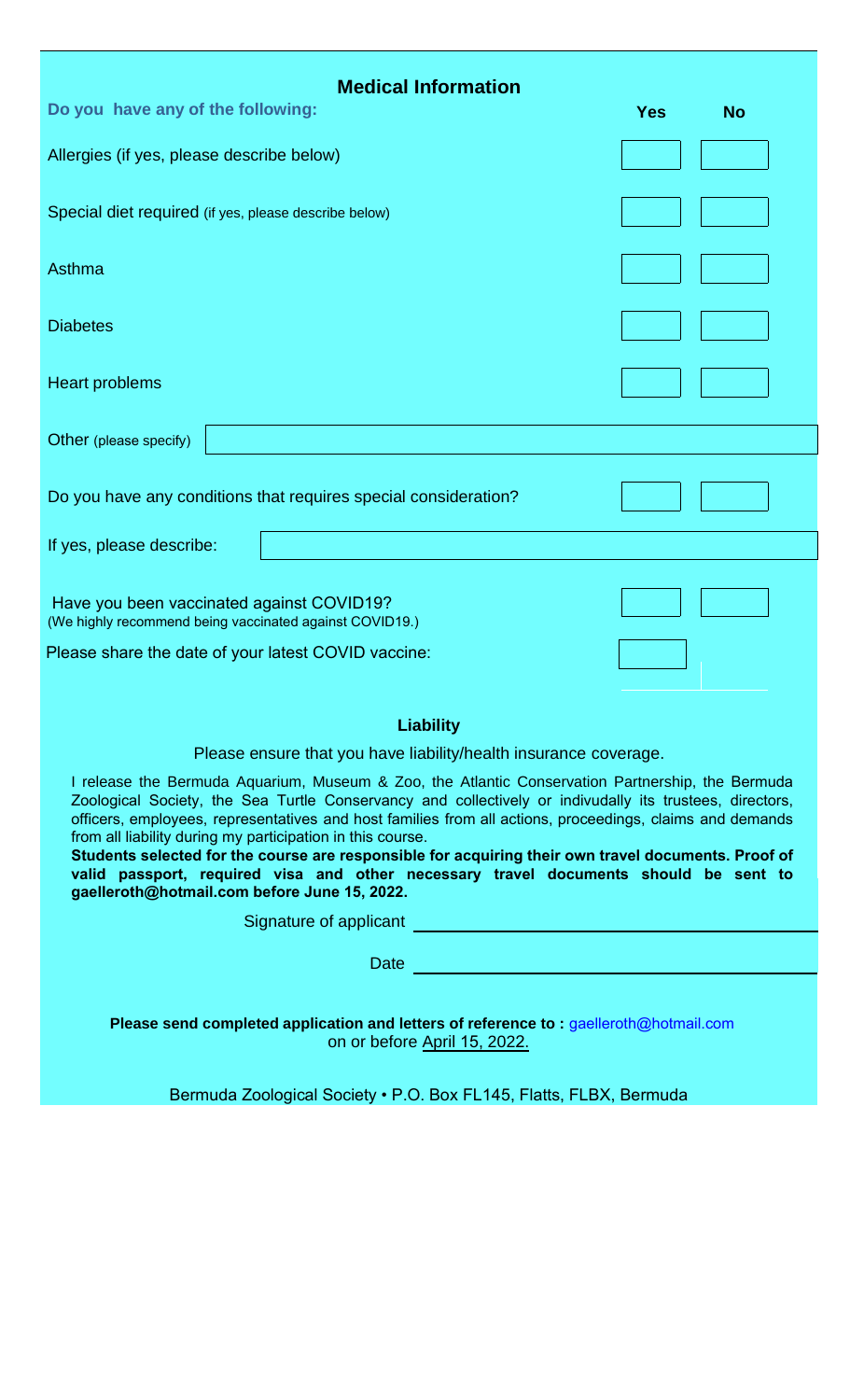## Medical Information

| Do you have any of the following: | Yes | No |
|---|---|---|
| Allergies (if yes, please describe below) | | |
| Special diet required (if yes, please describe below) | | |
| Asthma | | |
| Diabetes | | |
| Heart problems | | |
| Other (please specify) | | |
| Do you have any conditions that requires special consideration? | | |
| If yes, please describe: | | |
| Have you been vaccinated against COVID19? (We highly recommend being vaccinated against COVID19.) | | |
| Please share the date of your latest COVID vaccine: | | |

### Liability

Please ensure that you have liability/health insurance coverage.

I release the Bermuda Aquarium, Museum & Zoo, the Atlantic Conservation Partnership, the Bermuda Zoological Society, the Sea Turtle Conservancy and collectively or indivudally its trustees, directors, officers, employees, representatives and host families from all actions, proceedings, claims and demands from all liability during my participation in this course.

**Students selected for the course are responsible for acquiring their own travel documents. Proof of valid passport, required visa and other necessary travel documents should be sent to gaelleroth@hotmail.com before June 15, 2022.**

Signature of applicant ______________________________

Date ______________________________

**Please send completed application and letters of reference to :** gaelleroth@hotmail.com on or before April 15, 2022.

Bermuda Zoological Society • P.O. Box FL145, Flatts, FLBX, Bermuda